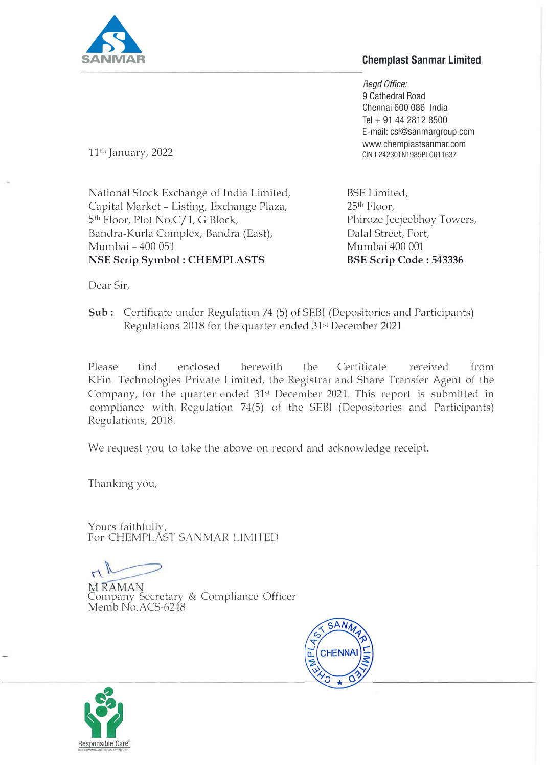SANMAR

**Chemplast Sanmar Limited**

*Regd Office:*
9 Cathedral Road
Chennai 600 086 India
Tel + 91 44 2812 8500
E-mail: csl@sanmargroup.com
www.chemplastsanmar.com
CIN L24230TN1985PLC011637

11th January, 2022

National Stock Exchange of India Limited,
Capital Market - Listing, Exchange Plaza,
5th Floor, Plot No.C/1, G Block,
Bandra-Kurla Complex, Bandra (East),
Mumbai - 400 051
**NSE Scrip Symbol : CHEMPLASTS**

BSE Limited,
25th Floor,
Phiroze Jeejeebhoy Towers,
Dalal Street, Fort,
Mumbai 400 001
**BSE Scrip Code : 543336**

Dear Sir,

**Sub :** Certificate under Regulation 74 (5) of SEBI (Depositories and Participants) Regulations 2018 for the quarter ended 31st December 2021

Please find enclosed herewith the Certificate received from KFin Technologies Private Limited, the Registrar and Share Transfer Agent of the Company, for the quarter ended 31st December 2021. This report is submitted in compliance with Regulation 74(5) of the SEBI (Depositories and Participants) Regulations, 2018.

We request you to take the above on record and acknowledge receipt.

Thanking you,

Yours faithfully,
For CHEMPLAST SANMAR LIMITED

M RAMAN
Company Secretary & Compliance Officer
Memb.No.ACS-6248

CHEMPLAST SANMAR LIMITED CHENNAI

Responsible Care®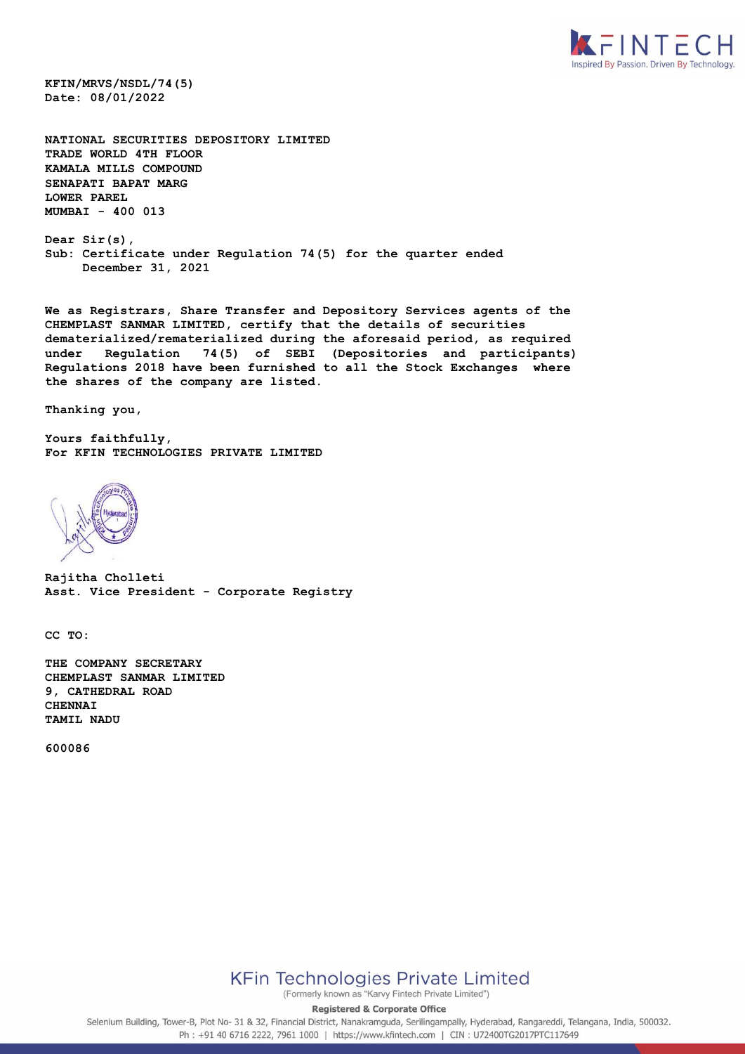KFIN/MRVS/NSDL/74(5)
Date: 08/01/2022

NATIONAL SECURITIES DEPOSITORY LIMITED
TRADE WORLD 4TH FLOOR
KAMALA MILLS COMPOUND
SENAPATI BAPAT MARG
LOWER PAREL
MUMBAI - 400 013

Dear Sir(s),
Sub: Certificate under Regulation 74(5) for the quarter ended December 31, 2021

We as Registrars, Share Transfer and Depository Services agents of the CHEMPLAST SANMAR LIMITED, certify that the details of securities dematerialized/rematerialized during the aforesaid period, as required under Regulation 74(5) of SEBI (Depositories and participants) Regulations 2018 have been furnished to all the Stock Exchanges where the shares of the company are listed.

Thanking you,

Yours faithfully,
For KFIN TECHNOLOGIES PRIVATE LIMITED

Rajitha Cholleti
Asst. Vice President - Corporate Registry

CC TO:

THE COMPANY SECRETARY
CHEMPLAST SANMAR LIMITED
9, CATHEDRAL ROAD
CHENNAI
TAMIL NADU

600086

KFin Technologies Private Limited
(Formerly known as "Karvy Fintech Private Limited")

Registered & Corporate Office
Selenium Building, Tower-B, Plot No- 31 & 32, Financial District, Nanakramguda, Serilingampally, Hyderabad, Rangareddi, Telangana, India, 500032.
Ph : +91 40 6716 2222, 7961 1000 | https://www.kfintech.com | CIN : U72400TG2017PTC117649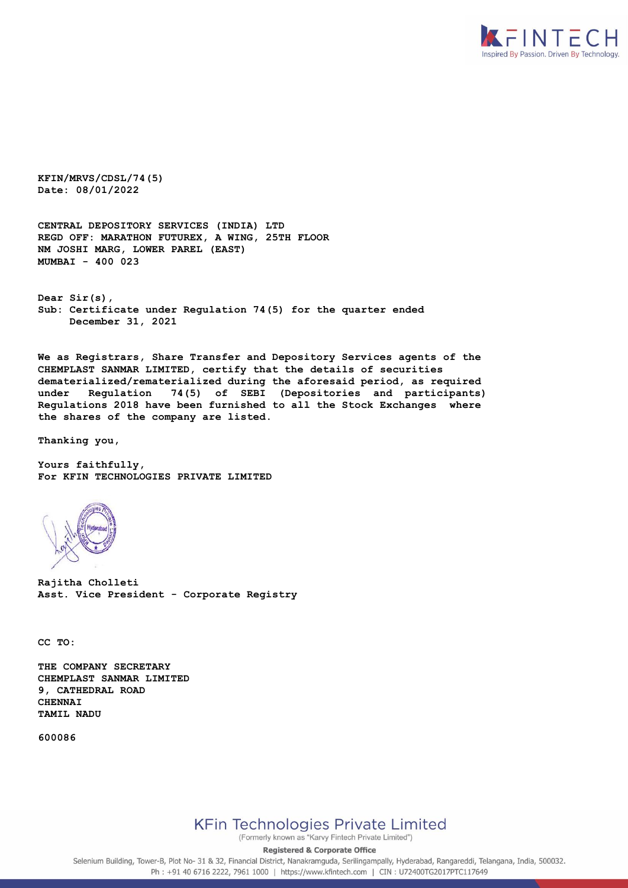KFIN/MRVS/CDSL/74(5)
Date: 08/01/2022

CENTRAL DEPOSITORY SERVICES (INDIA) LTD
REGD OFF: MARATHON FUTUREX, A WING, 25TH FLOOR
NM JOSHI MARG, LOWER PAREL (EAST)
MUMBAI - 400 023

Dear Sir(s),
Sub: Certificate under Regulation 74(5) for the quarter ended December 31, 2021

We as Registrars, Share Transfer and Depository Services agents of the CHEMPLAST SANMAR LIMITED, certify that the details of securities dematerialized/rematerialized during the aforesaid period, as required under Regulation 74(5) of SEBI (Depositories and participants) Regulations 2018 have been furnished to all the Stock Exchanges where the shares of the company are listed.

Thanking you,

Yours faithfully,
For KFIN TECHNOLOGIES PRIVATE LIMITED

Rajitha Cholleti
Asst. Vice President - Corporate Registry

CC TO:

THE COMPANY SECRETARY
CHEMPLAST SANMAR LIMITED
9, CATHEDRAL ROAD
CHENNAI
TAMIL NADU

600086

KFin Technologies Private Limited
(Formerly known as "Karvy Fintech Private Limited")

Registered & Corporate Office
Selenium Building, Tower-B, Plot No- 31 & 32, Financial District, Nanakramguda, Serilingampally, Hyderabad, Rangareddi, Telangana, India, 500032.
Ph : +91 40 6716 2222, 7961 1000 | https://www.kfintech.com | CIN : U72400TG2017PTC117649